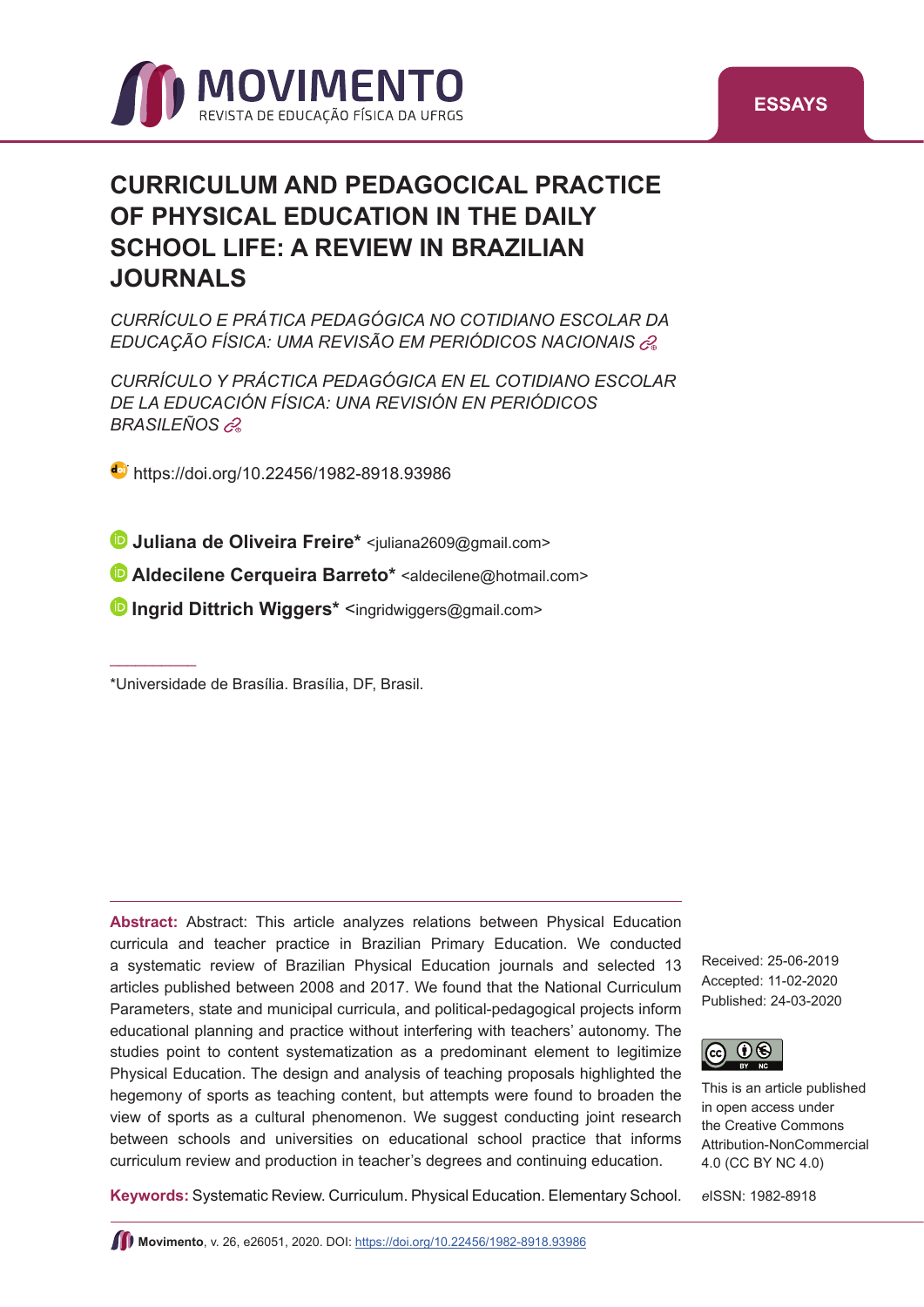ESSAYS

# CURRICULUM AND PEDAGOCICAL PRACTICE OF PHYSICAL EDUCATION IN THE DAILY SCHOOL LIFE: A REVIEW IN BRAZILIAN JOURNALS

*CURRÍCULO E PRÁTICA PEDAGÓGICA NO COTIDIANO ESCOLAR DA EDUCAÇÃO FÍSICA: UMA REVISÃO EM PERIÓDICOS NACIONAIS*

*CURRÍCULO Y PRÁCTICA PEDAGÓGICA EN EL COTIDIANO ESCOLAR DE LA EDUCACIÓN FÍSICA: UNA REVISIÓN EN PERIÓDICOS BRASILEÑOS*

https://doi.org/10.22456/1982-8918.93986

**Juliana de Oliveira Freire*** <juliana2609@gmail.com>

**Aldecilene Cerqueira Barreto*** <aldecilene@hotmail.com>

**Ingrid Dittrich Wiggers*** <ingridwiggers@gmail.com>

*Universidade de Brasília. Brasília, DF, Brasil.

**Abstract:** Abstract: This article analyzes relations between Physical Education curricula and teacher practice in Brazilian Primary Education. We conducted a systematic review of Brazilian Physical Education journals and selected 13 articles published between 2008 and 2017. We found that the National Curriculum Parameters, state and municipal curricula, and political-pedagogical projects inform educational planning and practice without interfering with teachers' autonomy. The studies point to content systematization as a predominant element to legitimize Physical Education. The design and analysis of teaching proposals highlighted the hegemony of sports as teaching content, but attempts were found to broaden the view of sports as a cultural phenomenon. We suggest conducting joint research between schools and universities on educational school practice that informs curriculum review and production in teacher's degrees and continuing education.

**Keywords:** Systematic Review. Curriculum. Physical Education. Elementary School.

Received: 25-06-2019
Accepted: 11-02-2020
Published: 24-03-2020

This is an article published in open access under the Creative Commons Attribution-NonCommercial 4.0 (CC BY NC 4.0)

eISSN: 1982-8918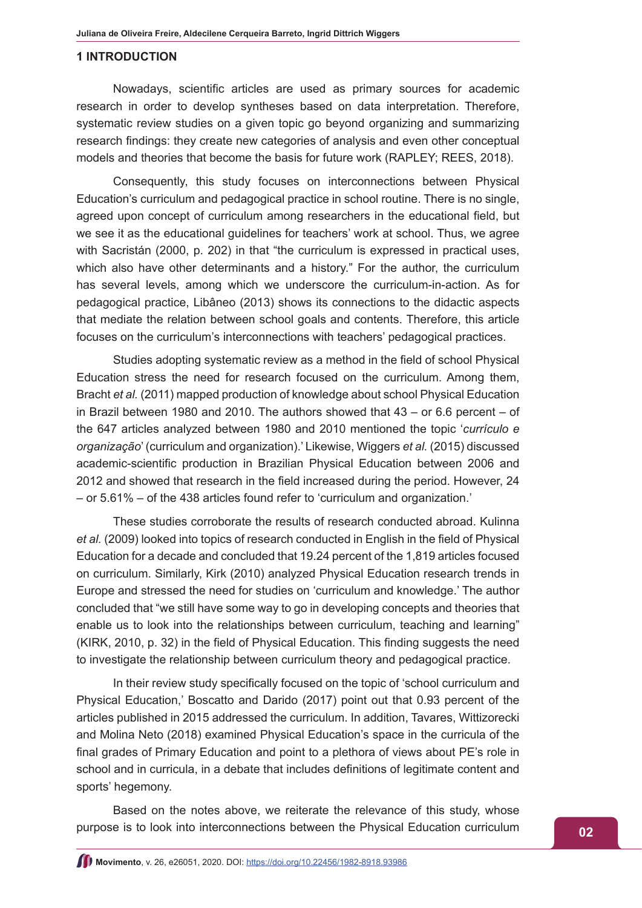## 1 INTRODUCTION

Nowadays, scientific articles are used as primary sources for academic research in order to develop syntheses based on data interpretation. Therefore, systematic review studies on a given topic go beyond organizing and summarizing research findings: they create new categories of analysis and even other conceptual models and theories that become the basis for future work (RAPLEY; REES, 2018).

Consequently, this study focuses on interconnections between Physical Education's curriculum and pedagogical practice in school routine. There is no single, agreed upon concept of curriculum among researchers in the educational field, but we see it as the educational guidelines for teachers' work at school. Thus, we agree with Sacristán (2000, p. 202) in that "the curriculum is expressed in practical uses, which also have other determinants and a history." For the author, the curriculum has several levels, among which we underscore the curriculum-in-action. As for pedagogical practice, Libâneo (2013) shows its connections to the didactic aspects that mediate the relation between school goals and contents. Therefore, this article focuses on the curriculum's interconnections with teachers' pedagogical practices.

Studies adopting systematic review as a method in the field of school Physical Education stress the need for research focused on the curriculum. Among them, Bracht *et al.* (2011) mapped production of knowledge about school Physical Education in Brazil between 1980 and 2010. The authors showed that 43 – or 6.6 percent – of the 647 articles analyzed between 1980 and 2010 mentioned the topic '*currículo e organização*' (curriculum and organization).' Likewise, Wiggers *et al.* (2015) discussed academic-scientific production in Brazilian Physical Education between 2006 and 2012 and showed that research in the field increased during the period. However, 24 – or 5.61% – of the 438 articles found refer to 'curriculum and organization.'

These studies corroborate the results of research conducted abroad. Kulinna *et al.* (2009) looked into topics of research conducted in English in the field of Physical Education for a decade and concluded that 19.24 percent of the 1,819 articles focused on curriculum. Similarly, Kirk (2010) analyzed Physical Education research trends in Europe and stressed the need for studies on 'curriculum and knowledge.' The author concluded that "we still have some way to go in developing concepts and theories that enable us to look into the relationships between curriculum, teaching and learning" (KIRK, 2010, p. 32) in the field of Physical Education. This finding suggests the need to investigate the relationship between curriculum theory and pedagogical practice.

In their review study specifically focused on the topic of 'school curriculum and Physical Education,' Boscatto and Darido (2017) point out that 0.93 percent of the articles published in 2015 addressed the curriculum. In addition, Tavares, Wittizorecki and Molina Neto (2018) examined Physical Education's space in the curricula of the final grades of Primary Education and point to a plethora of views about PE's role in school and in curricula, in a debate that includes definitions of legitimate content and sports' hegemony.

Based on the notes above, we reiterate the relevance of this study, whose purpose is to look into interconnections between the Physical Education curriculum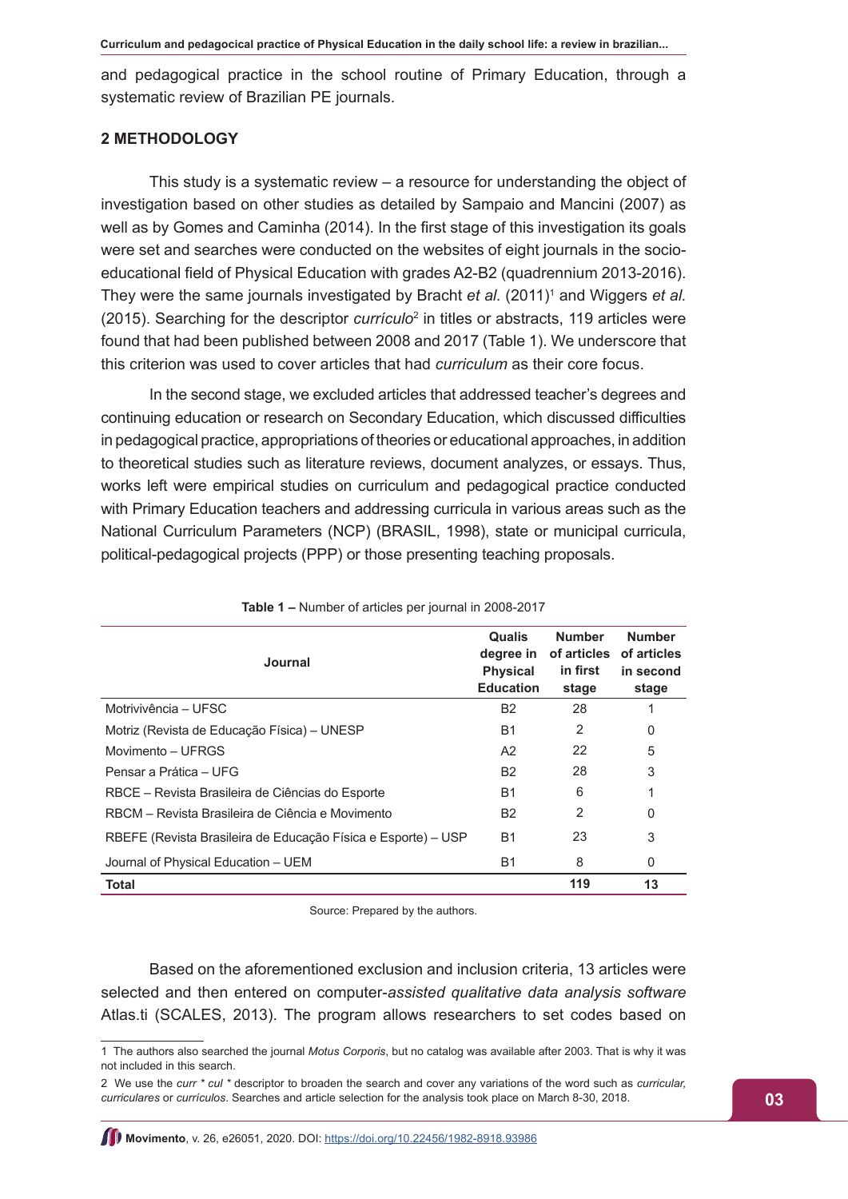and pedagogical practice in the school routine of Primary Education, through a systematic review of Brazilian PE journals.

## 2 METHODOLOGY

This study is a systematic review – a resource for understanding the object of investigation based on other studies as detailed by Sampaio and Mancini (2007) as well as by Gomes and Caminha (2014). In the first stage of this investigation its goals were set and searches were conducted on the websites of eight journals in the socio-educational field of Physical Education with grades A2-B2 (quadrennium 2013-2016). They were the same journals investigated by Bracht *et al.* (2011)[1] and Wiggers *et al.* (2015). Searching for the descriptor *currículo*[2] in titles or abstracts, 119 articles were found that had been published between 2008 and 2017 (Table 1). We underscore that this criterion was used to cover articles that had *curriculum* as their core focus.

In the second stage, we excluded articles that addressed teacher's degrees and continuing education or research on Secondary Education, which discussed difficulties in pedagogical practice, appropriations of theories or educational approaches, in addition to theoretical studies such as literature reviews, document analyzes, or essays. Thus, works left were empirical studies on curriculum and pedagogical practice conducted with Primary Education teachers and addressing curricula in various areas such as the National Curriculum Parameters (NCP) (BRASIL, 1998), state or municipal curricula, political-pedagogical projects (PPP) or those presenting teaching proposals.

**Table 1 –** Number of articles per journal in 2008-2017

| Journal | Qualis degree in Physical Education | Number of articles in first stage | Number of articles in second stage |
|---|---|---|---|
| Motrivivência – UFSC | B2 | 28 | 1 |
| Motriz (Revista de Educação Física) – UNESP | B1 | 2 | 0 |
| Movimento – UFRGS | A2 | 22 | 5 |
| Pensar a Prática – UFG | B2 | 28 | 3 |
| RBCE – Revista Brasileira de Ciências do Esporte | B1 | 6 | 1 |
| RBCM – Revista Brasileira de Ciência e Movimento | B2 | 2 | 0 |
| RBEFE (Revista Brasileira de Educação Física e Esporte) – USP | B1 | 23 | 3 |
| Journal of Physical Education – UEM | B1 | 8 | 0 |
| **Total** | | **119** | **13** |

Source: Prepared by the authors.

Based on the aforementioned exclusion and inclusion criteria, 13 articles were selected and then entered on computer-*assisted qualitative data analysis software* Atlas.ti (SCALES, 2013). The program allows researchers to set codes based on

---

1 The authors also searched the journal *Motus Corporis*, but no catalog was available after 2003. That is why it was not included in this search.

2 We use the *curr * cul ** descriptor to broaden the search and cover any variations of the word such as *curricular, curriculares* or *currículos*. Searches and article selection for the analysis took place on March 8-30, 2018.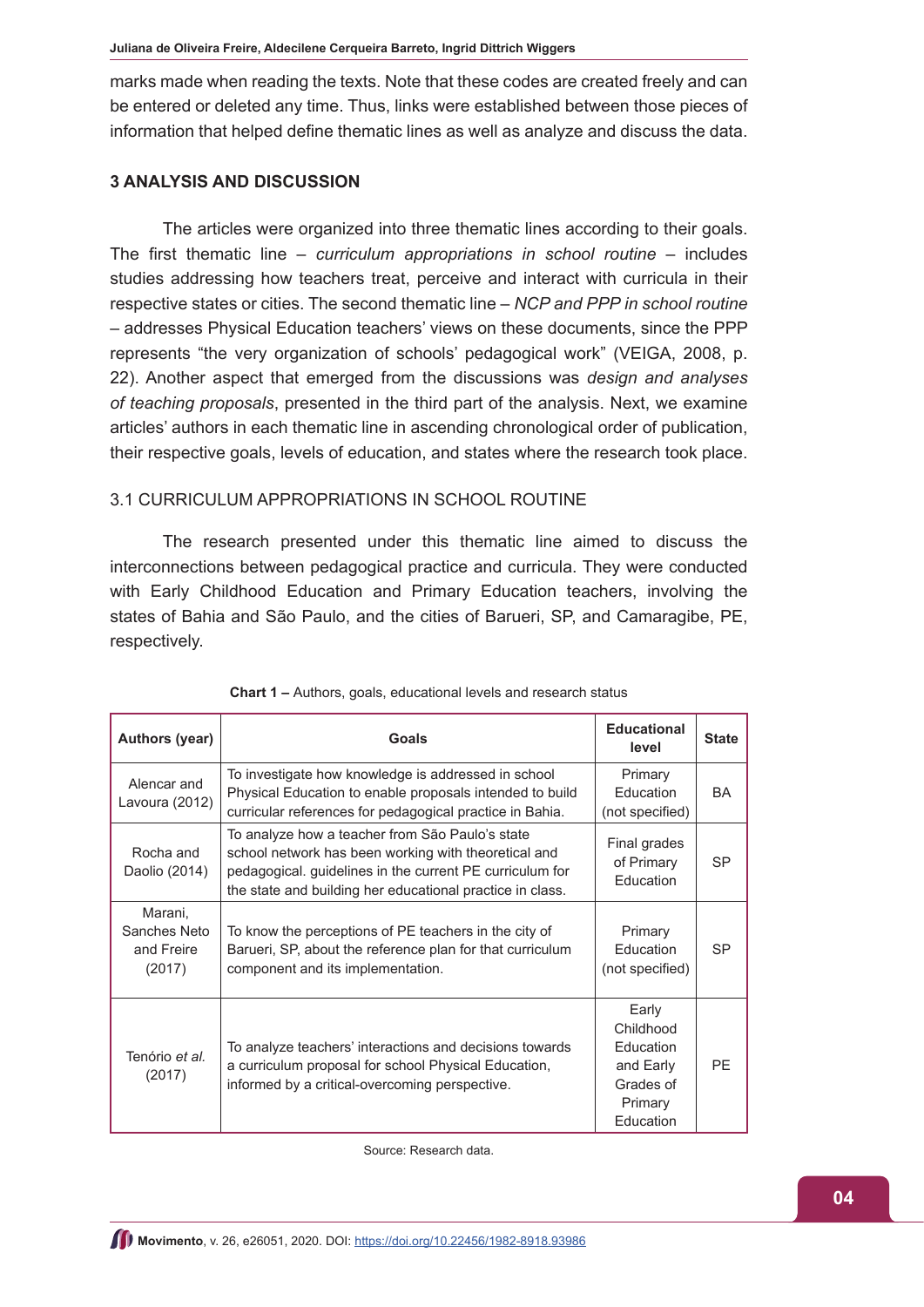marks made when reading the texts. Note that these codes are created freely and can be entered or deleted any time. Thus, links were established between those pieces of information that helped define thematic lines as well as analyze and discuss the data.

## 3 ANALYSIS AND DISCUSSION

The articles were organized into three thematic lines according to their goals. The first thematic line – *curriculum appropriations in school routine* – includes studies addressing how teachers treat, perceive and interact with curricula in their respective states or cities. The second thematic line – *NCP and PPP in school routine* – addresses Physical Education teachers' views on these documents, since the PPP represents "the very organization of schools' pedagogical work" (VEIGA, 2008, p. 22). Another aspect that emerged from the discussions was *design and analyses of teaching proposals*, presented in the third part of the analysis. Next, we examine articles' authors in each thematic line in ascending chronological order of publication, their respective goals, levels of education, and states where the research took place.

### 3.1 CURRICULUM APPROPRIATIONS IN SCHOOL ROUTINE

The research presented under this thematic line aimed to discuss the interconnections between pedagogical practice and curricula. They were conducted with Early Childhood Education and Primary Education teachers, involving the states of Bahia and São Paulo, and the cities of Barueri, SP, and Camaragibe, PE, respectively.

**Chart 1 –** Authors, goals, educational levels and research status

| Authors (year) | Goals | Educational level | State |
|---|---|---|---|
| Alencar and Lavoura (2012) | To investigate how knowledge is addressed in school Physical Education to enable proposals intended to build curricular references for pedagogical practice in Bahia. | Primary Education (not specified) | BA |
| Rocha and Daolio (2014) | To analyze how a teacher from São Paulo's state school network has been working with theoretical and pedagogical. guidelines in the current PE curriculum for the state and building her educational practice in class. | Final grades of Primary Education | SP |
| Marani, Sanches Neto and Freire (2017) | To know the perceptions of PE teachers in the city of Barueri, SP, about the reference plan for that curriculum component and its implementation. | Primary Education (not specified) | SP |
| Tenório *et al.* (2017) | To analyze teachers' interactions and decisions towards a curriculum proposal for school Physical Education, informed by a critical-overcoming perspective. | Early Childhood Education and Early Grades of Primary Education | PE |

Source: Research data.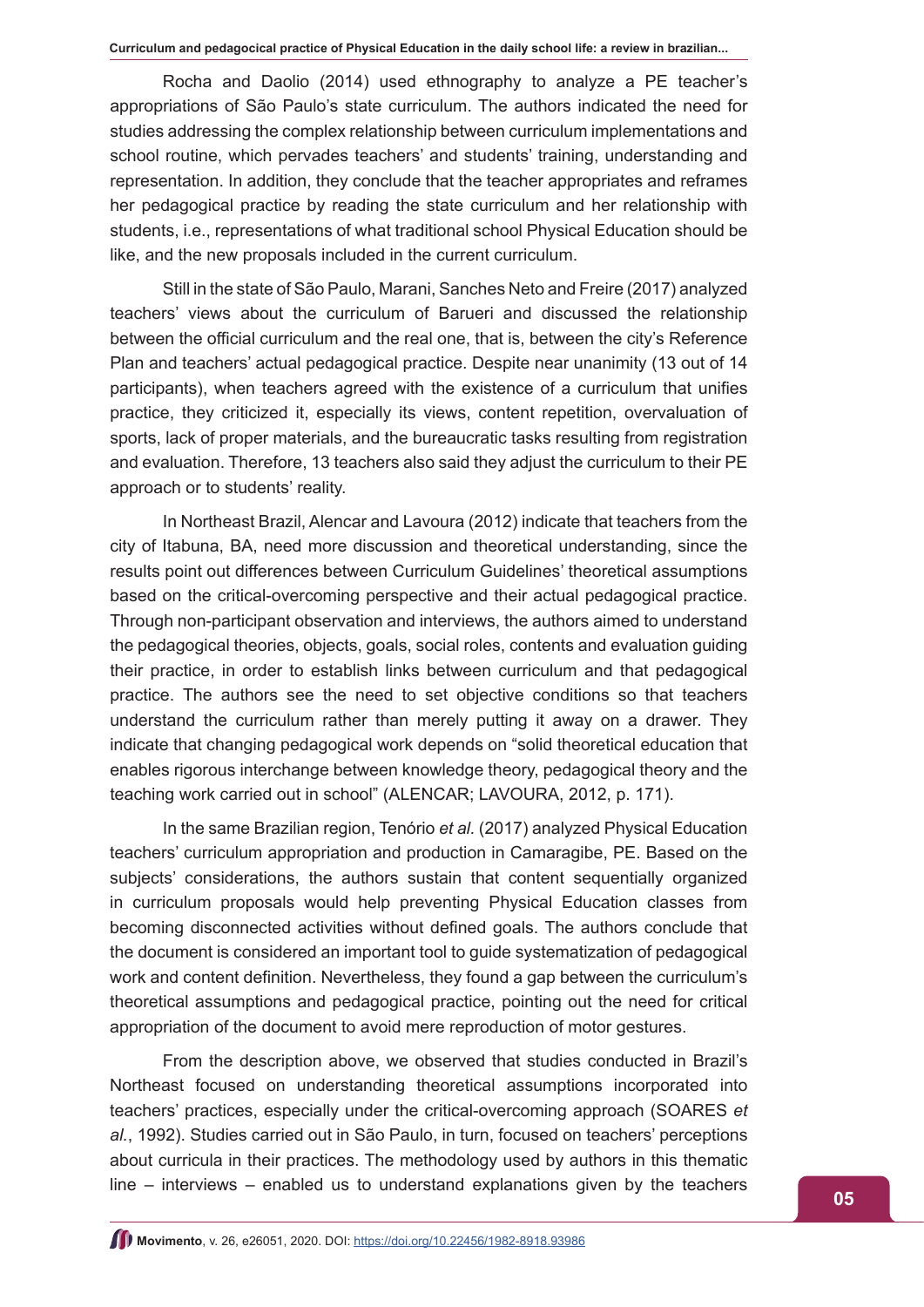Rocha and Daolio (2014) used ethnography to analyze a PE teacher's appropriations of São Paulo's state curriculum. The authors indicated the need for studies addressing the complex relationship between curriculum implementations and school routine, which pervades teachers' and students' training, understanding and representation. In addition, they conclude that the teacher appropriates and reframes her pedagogical practice by reading the state curriculum and her relationship with students, i.e., representations of what traditional school Physical Education should be like, and the new proposals included in the current curriculum.

Still in the state of São Paulo, Marani, Sanches Neto and Freire (2017) analyzed teachers' views about the curriculum of Barueri and discussed the relationship between the official curriculum and the real one, that is, between the city's Reference Plan and teachers' actual pedagogical practice. Despite near unanimity (13 out of 14 participants), when teachers agreed with the existence of a curriculum that unifies practice, they criticized it, especially its views, content repetition, overvaluation of sports, lack of proper materials, and the bureaucratic tasks resulting from registration and evaluation. Therefore, 13 teachers also said they adjust the curriculum to their PE approach or to students' reality.

In Northeast Brazil, Alencar and Lavoura (2012) indicate that teachers from the city of Itabuna, BA, need more discussion and theoretical understanding, since the results point out differences between Curriculum Guidelines' theoretical assumptions based on the critical-overcoming perspective and their actual pedagogical practice. Through non-participant observation and interviews, the authors aimed to understand the pedagogical theories, objects, goals, social roles, contents and evaluation guiding their practice, in order to establish links between curriculum and that pedagogical practice. The authors see the need to set objective conditions so that teachers understand the curriculum rather than merely putting it away on a drawer. They indicate that changing pedagogical work depends on "solid theoretical education that enables rigorous interchange between knowledge theory, pedagogical theory and the teaching work carried out in school" (ALENCAR; LAVOURA, 2012, p. 171).

In the same Brazilian region, Tenório *et al.* (2017) analyzed Physical Education teachers' curriculum appropriation and production in Camaragibe, PE. Based on the subjects' considerations, the authors sustain that content sequentially organized in curriculum proposals would help preventing Physical Education classes from becoming disconnected activities without defined goals. The authors conclude that the document is considered an important tool to guide systematization of pedagogical work and content definition. Nevertheless, they found a gap between the curriculum's theoretical assumptions and pedagogical practice, pointing out the need for critical appropriation of the document to avoid mere reproduction of motor gestures.

From the description above, we observed that studies conducted in Brazil's Northeast focused on understanding theoretical assumptions incorporated into teachers' practices, especially under the critical-overcoming approach (SOARES *et al.*, 1992). Studies carried out in São Paulo, in turn, focused on teachers' perceptions about curricula in their practices. The methodology used by authors in this thematic line – interviews – enabled us to understand explanations given by the teachers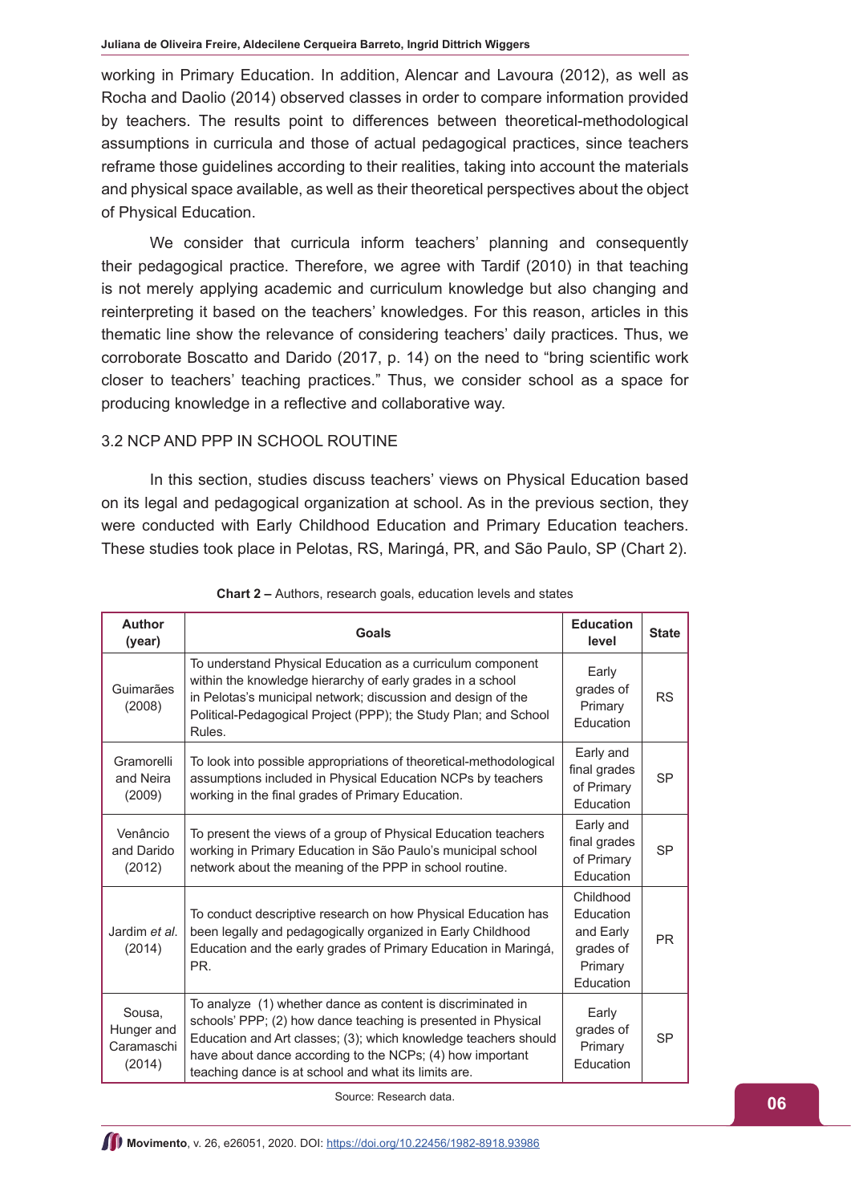working in Primary Education. In addition, Alencar and Lavoura (2012), as well as Rocha and Daolio (2014) observed classes in order to compare information provided by teachers. The results point to differences between theoretical-methodological assumptions in curricula and those of actual pedagogical practices, since teachers reframe those guidelines according to their realities, taking into account the materials and physical space available, as well as their theoretical perspectives about the object of Physical Education.

We consider that curricula inform teachers' planning and consequently their pedagogical practice. Therefore, we agree with Tardif (2010) in that teaching is not merely applying academic and curriculum knowledge but also changing and reinterpreting it based on the teachers' knowledges. For this reason, articles in this thematic line show the relevance of considering teachers' daily practices. Thus, we corroborate Boscatto and Darido (2017, p. 14) on the need to "bring scientific work closer to teachers' teaching practices." Thus, we consider school as a space for producing knowledge in a reflective and collaborative way.

### 3.2 NCP AND PPP IN SCHOOL ROUTINE

In this section, studies discuss teachers' views on Physical Education based on its legal and pedagogical organization at school. As in the previous section, they were conducted with Early Childhood Education and Primary Education teachers. These studies took place in Pelotas, RS, Maringá, PR, and São Paulo, SP (Chart 2).

**Chart 2 –** Authors, research goals, education levels and states

| Author (year) | Goals | Education level | State |
|---|---|---|---|
| Guimarães (2008) | To understand Physical Education as a curriculum component within the knowledge hierarchy of early grades in a school in Pelotas's municipal network; discussion and design of the Political-Pedagogical Project (PPP); the Study Plan; and School Rules. | Early grades of Primary Education | RS |
| Gramorelli and Neira (2009) | To look into possible appropriations of theoretical-methodological assumptions included in Physical Education NCPs by teachers working in the final grades of Primary Education. | Early and final grades of Primary Education | SP |
| Venâncio and Darido (2012) | To present the views of a group of Physical Education teachers working in Primary Education in São Paulo's municipal school network about the meaning of the PPP in school routine. | Early and final grades of Primary Education | SP |
| Jardim *et al.* (2014) | To conduct descriptive research on how Physical Education has been legally and pedagogically organized in Early Childhood Education and the early grades of Primary Education in Maringá, PR. | Childhood Education and Early grades of Primary Education | PR |
| Sousa, Hunger and Caramaschi (2014) | To analyze (1) whether dance as content is discriminated in schools' PPP; (2) how dance teaching is presented in Physical Education and Art classes; (3); which knowledge teachers should have about dance according to the NCPs; (4) how important teaching dance is at school and what its limits are. | Early grades of Primary Education | SP |

Source: Research data.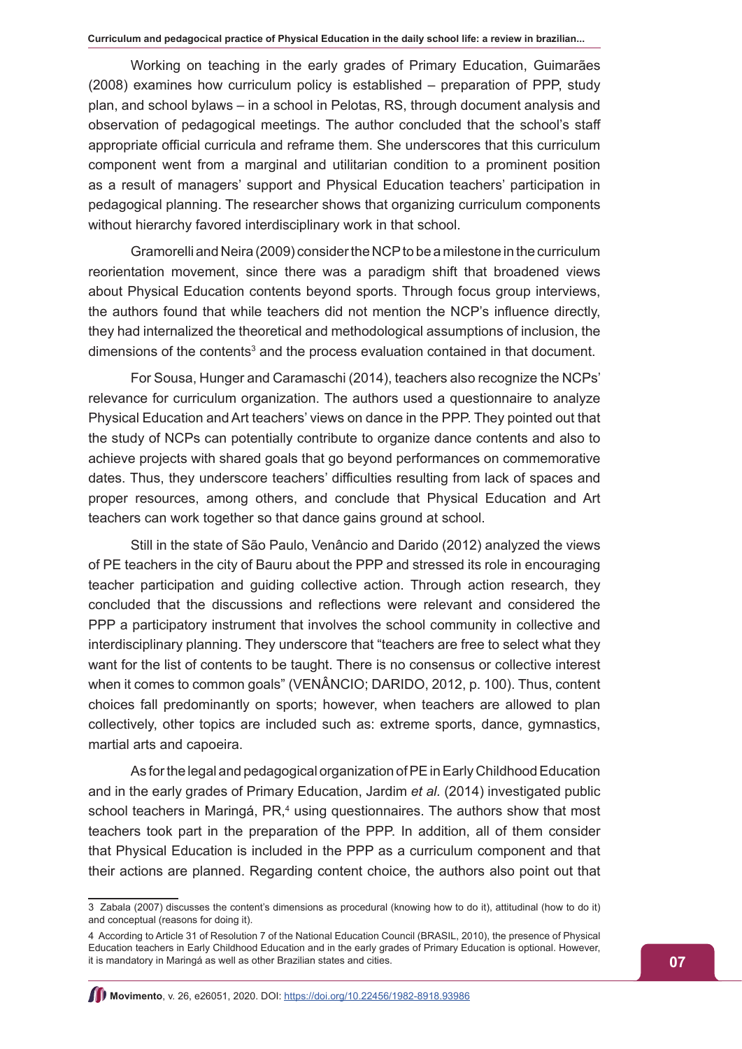Working on teaching in the early grades of Primary Education, Guimarães (2008) examines how curriculum policy is established – preparation of PPP, study plan, and school bylaws – in a school in Pelotas, RS, through document analysis and observation of pedagogical meetings. The author concluded that the school's staff appropriate official curricula and reframe them. She underscores that this curriculum component went from a marginal and utilitarian condition to a prominent position as a result of managers' support and Physical Education teachers' participation in pedagogical planning. The researcher shows that organizing curriculum components without hierarchy favored interdisciplinary work in that school.

Gramorelli and Neira (2009) consider the NCP to be a milestone in the curriculum reorientation movement, since there was a paradigm shift that broadened views about Physical Education contents beyond sports. Through focus group interviews, the authors found that while teachers did not mention the NCP's influence directly, they had internalized the theoretical and methodological assumptions of inclusion, the dimensions of the contents[3] and the process evaluation contained in that document.

For Sousa, Hunger and Caramaschi (2014), teachers also recognize the NCPs' relevance for curriculum organization. The authors used a questionnaire to analyze Physical Education and Art teachers' views on dance in the PPP. They pointed out that the study of NCPs can potentially contribute to organize dance contents and also to achieve projects with shared goals that go beyond performances on commemorative dates. Thus, they underscore teachers' difficulties resulting from lack of spaces and proper resources, among others, and conclude that Physical Education and Art teachers can work together so that dance gains ground at school.

Still in the state of São Paulo, Venâncio and Darido (2012) analyzed the views of PE teachers in the city of Bauru about the PPP and stressed its role in encouraging teacher participation and guiding collective action. Through action research, they concluded that the discussions and reflections were relevant and considered the PPP a participatory instrument that involves the school community in collective and interdisciplinary planning. They underscore that "teachers are free to select what they want for the list of contents to be taught. There is no consensus or collective interest when it comes to common goals" (VENÂNCIO; DARIDO, 2012, p. 100). Thus, content choices fall predominantly on sports; however, when teachers are allowed to plan collectively, other topics are included such as: extreme sports, dance, gymnastics, martial arts and capoeira.

As for the legal and pedagogical organization of PE in Early Childhood Education and in the early grades of Primary Education, Jardim *et al.* (2014) investigated public school teachers in Maringá, PR,[4] using questionnaires. The authors show that most teachers took part in the preparation of the PPP. In addition, all of them consider that Physical Education is included in the PPP as a curriculum component and that their actions are planned. Regarding content choice, the authors also point out that

---

3 Zabala (2007) discusses the content's dimensions as procedural (knowing how to do it), attitudinal (how to do it) and conceptual (reasons for doing it).

4 According to Article 31 of Resolution 7 of the National Education Council (BRASIL, 2010), the presence of Physical Education teachers in Early Childhood Education and in the early grades of Primary Education is optional. However, it is mandatory in Maringá as well as other Brazilian states and cities.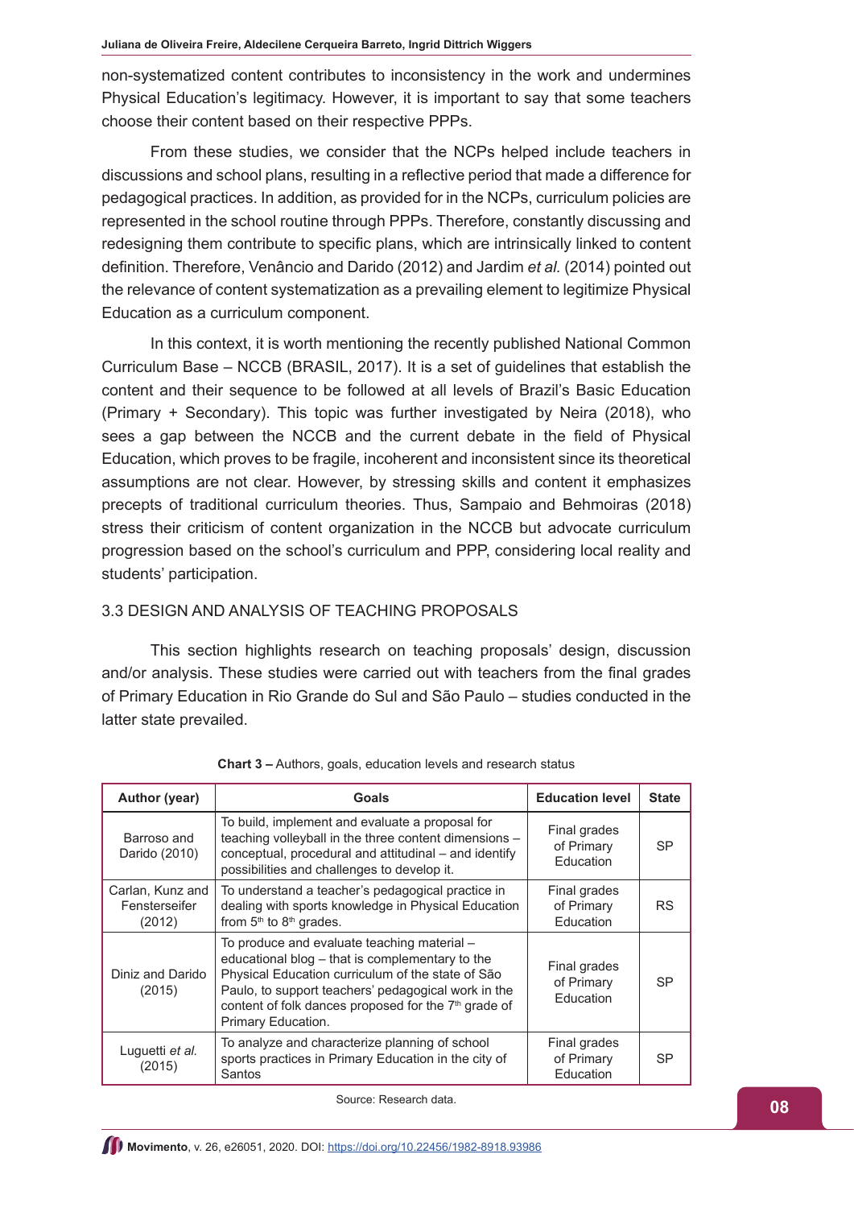non-systematized content contributes to inconsistency in the work and undermines Physical Education's legitimacy. However, it is important to say that some teachers choose their content based on their respective PPPs.

From these studies, we consider that the NCPs helped include teachers in discussions and school plans, resulting in a reflective period that made a difference for pedagogical practices. In addition, as provided for in the NCPs, curriculum policies are represented in the school routine through PPPs. Therefore, constantly discussing and redesigning them contribute to specific plans, which are intrinsically linked to content definition. Therefore, Venâncio and Darido (2012) and Jardim *et al.* (2014) pointed out the relevance of content systematization as a prevailing element to legitimize Physical Education as a curriculum component.

In this context, it is worth mentioning the recently published National Common Curriculum Base – NCCB (BRASIL, 2017). It is a set of guidelines that establish the content and their sequence to be followed at all levels of Brazil's Basic Education (Primary + Secondary). This topic was further investigated by Neira (2018), who sees a gap between the NCCB and the current debate in the field of Physical Education, which proves to be fragile, incoherent and inconsistent since its theoretical assumptions are not clear. However, by stressing skills and content it emphasizes precepts of traditional curriculum theories. Thus, Sampaio and Behmoiras (2018) stress their criticism of content organization in the NCCB but advocate curriculum progression based on the school's curriculum and PPP, considering local reality and students' participation.

### 3.3 DESIGN AND ANALYSIS OF TEACHING PROPOSALS

This section highlights research on teaching proposals' design, discussion and/or analysis. These studies were carried out with teachers from the final grades of Primary Education in Rio Grande do Sul and São Paulo – studies conducted in the latter state prevailed.

**Chart 3 –** Authors, goals, education levels and research status

| Author (year) | Goals | Education level | State |
|---|---|---|---|
| Barroso and Darido (2010) | To build, implement and evaluate a proposal for teaching volleyball in the three content dimensions – conceptual, procedural and attitudinal – and identify possibilities and challenges to develop it. | Final grades of Primary Education | SP |
| Carlan, Kunz and Fensterseifer (2012) | To understand a teacher's pedagogical practice in dealing with sports knowledge in Physical Education from 5th to 8th grades. | Final grades of Primary Education | RS |
| Diniz and Darido (2015) | To produce and evaluate teaching material – educational blog – that is complementary to the Physical Education curriculum of the state of São Paulo, to support teachers' pedagogical work in the content of folk dances proposed for the 7th grade of Primary Education. | Final grades of Primary Education | SP |
| Luguetti *et al.* (2015) | To analyze and characterize planning of school sports practices in Primary Education in the city of Santos | Final grades of Primary Education | SP |

Source: Research data.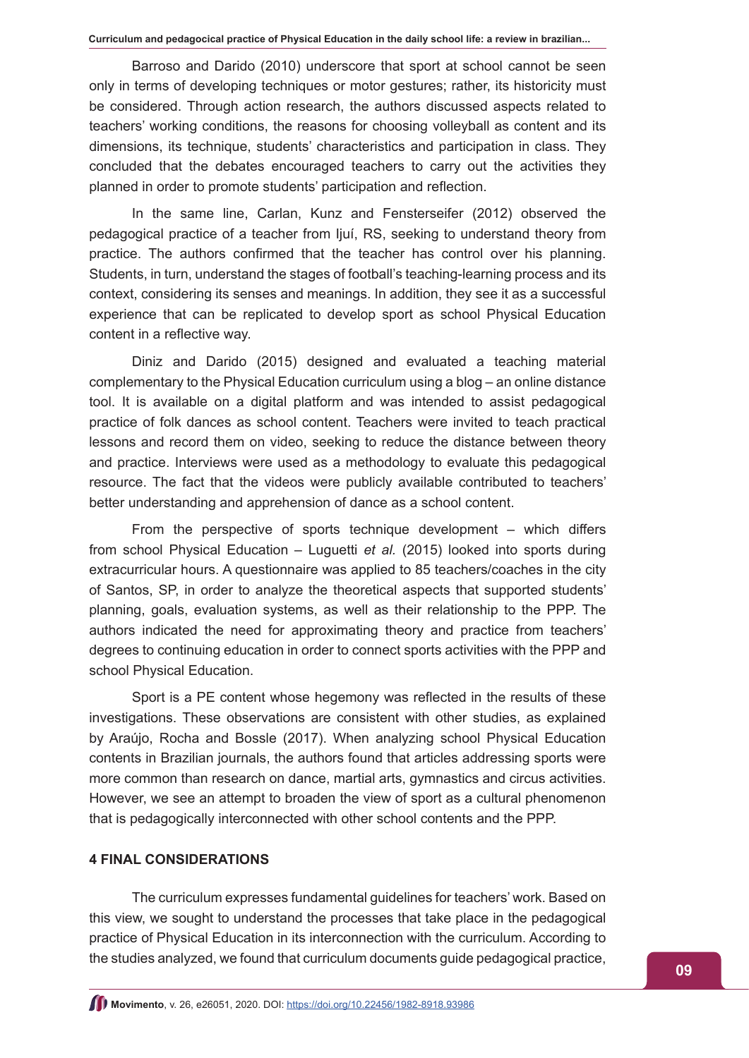Barroso and Darido (2010) underscore that sport at school cannot be seen only in terms of developing techniques or motor gestures; rather, its historicity must be considered. Through action research, the authors discussed aspects related to teachers' working conditions, the reasons for choosing volleyball as content and its dimensions, its technique, students' characteristics and participation in class. They concluded that the debates encouraged teachers to carry out the activities they planned in order to promote students' participation and reflection.

In the same line, Carlan, Kunz and Fensterseifer (2012) observed the pedagogical practice of a teacher from Ijuí, RS, seeking to understand theory from practice. The authors confirmed that the teacher has control over his planning. Students, in turn, understand the stages of football's teaching-learning process and its context, considering its senses and meanings. In addition, they see it as a successful experience that can be replicated to develop sport as school Physical Education content in a reflective way.

Diniz and Darido (2015) designed and evaluated a teaching material complementary to the Physical Education curriculum using a blog – an online distance tool. It is available on a digital platform and was intended to assist pedagogical practice of folk dances as school content. Teachers were invited to teach practical lessons and record them on video, seeking to reduce the distance between theory and practice. Interviews were used as a methodology to evaluate this pedagogical resource. The fact that the videos were publicly available contributed to teachers' better understanding and apprehension of dance as a school content.

From the perspective of sports technique development – which differs from school Physical Education – Luguetti *et al.* (2015) looked into sports during extracurricular hours. A questionnaire was applied to 85 teachers/coaches in the city of Santos, SP, in order to analyze the theoretical aspects that supported students' planning, goals, evaluation systems, as well as their relationship to the PPP. The authors indicated the need for approximating theory and practice from teachers' degrees to continuing education in order to connect sports activities with the PPP and school Physical Education.

Sport is a PE content whose hegemony was reflected in the results of these investigations. These observations are consistent with other studies, as explained by Araújo, Rocha and Bossle (2017). When analyzing school Physical Education contents in Brazilian journals, the authors found that articles addressing sports were more common than research on dance, martial arts, gymnastics and circus activities. However, we see an attempt to broaden the view of sport as a cultural phenomenon that is pedagogically interconnected with other school contents and the PPP.

## 4 FINAL CONSIDERATIONS

The curriculum expresses fundamental guidelines for teachers' work. Based on this view, we sought to understand the processes that take place in the pedagogical practice of Physical Education in its interconnection with the curriculum. According to the studies analyzed, we found that curriculum documents guide pedagogical practice,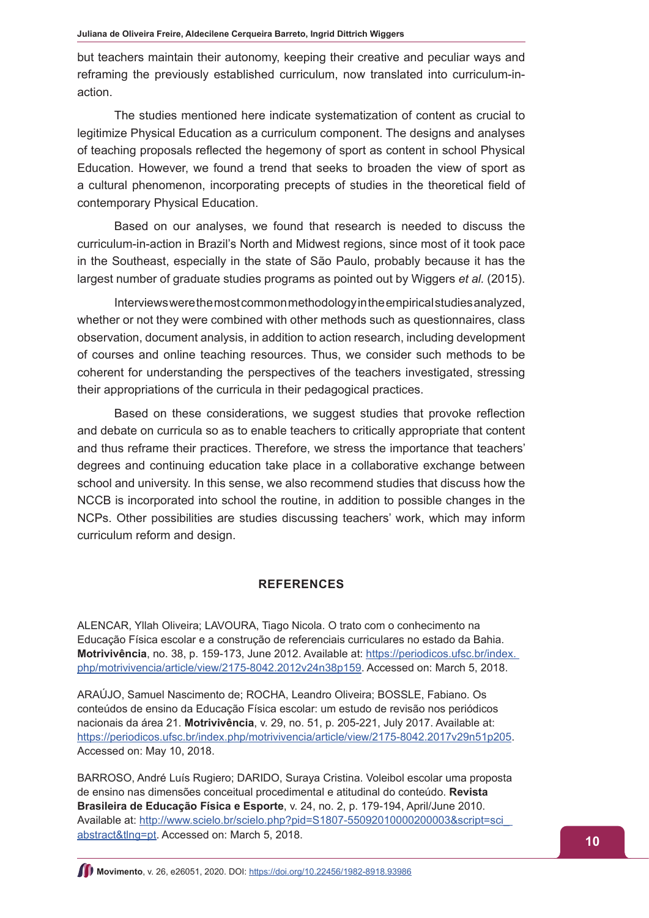but teachers maintain their autonomy, keeping their creative and peculiar ways and reframing the previously established curriculum, now translated into curriculum-in-action.

The studies mentioned here indicate systematization of content as crucial to legitimize Physical Education as a curriculum component. The designs and analyses of teaching proposals reflected the hegemony of sport as content in school Physical Education. However, we found a trend that seeks to broaden the view of sport as a cultural phenomenon, incorporating precepts of studies in the theoretical field of contemporary Physical Education.

Based on our analyses, we found that research is needed to discuss the curriculum-in-action in Brazil's North and Midwest regions, since most of it took pace in the Southeast, especially in the state of São Paulo, probably because it has the largest number of graduate studies programs as pointed out by Wiggers *et al.* (2015).

Interviews were the most common methodology in the empirical studies analyzed, whether or not they were combined with other methods such as questionnaires, class observation, document analysis, in addition to action research, including development of courses and online teaching resources. Thus, we consider such methods to be coherent for understanding the perspectives of the teachers investigated, stressing their appropriations of the curricula in their pedagogical practices.

Based on these considerations, we suggest studies that provoke reflection and debate on curricula so as to enable teachers to critically appropriate that content and thus reframe their practices. Therefore, we stress the importance that teachers' degrees and continuing education take place in a collaborative exchange between school and university. In this sense, we also recommend studies that discuss how the NCCB is incorporated into school the routine, in addition to possible changes in the NCPs. Other possibilities are studies discussing teachers' work, which may inform curriculum reform and design.

## REFERENCES

ALENCAR, Yllah Oliveira; LAVOURA, Tiago Nicola. O trato com o conhecimento na Educação Física escolar e a construção de referenciais curriculares no estado da Bahia. **Motrivivência**, no. 38, p. 159-173, June 2012. Available at: https://periodicos.ufsc.br/index.php/motrivivencia/article/view/2175-8042.2012v24n38p159. Accessed on: March 5, 2018.

ARAÚJO, Samuel Nascimento de; ROCHA, Leandro Oliveira; BOSSLE, Fabiano. Os conteúdos de ensino da Educação Física escolar: um estudo de revisão nos periódicos nacionais da área 21. **Motrivivência**, v. 29, no. 51, p. 205-221, July 2017. Available at: https://periodicos.ufsc.br/index.php/motrivivencia/article/view/2175-8042.2017v29n51p205. Accessed on: May 10, 2018.

BARROSO, André Luís Rugiero; DARIDO, Suraya Cristina. Voleibol escolar uma proposta de ensino nas dimensões conceitual procedimental e atitudinal do conteúdo. **Revista Brasileira de Educação Física e Esporte**, v. 24, no. 2, p. 179-194, April/June 2010. Available at: http://www.scielo.br/scielo.php?pid=S1807-55092010000200003&script=sci_abstract&tlng=pt. Accessed on: March 5, 2018.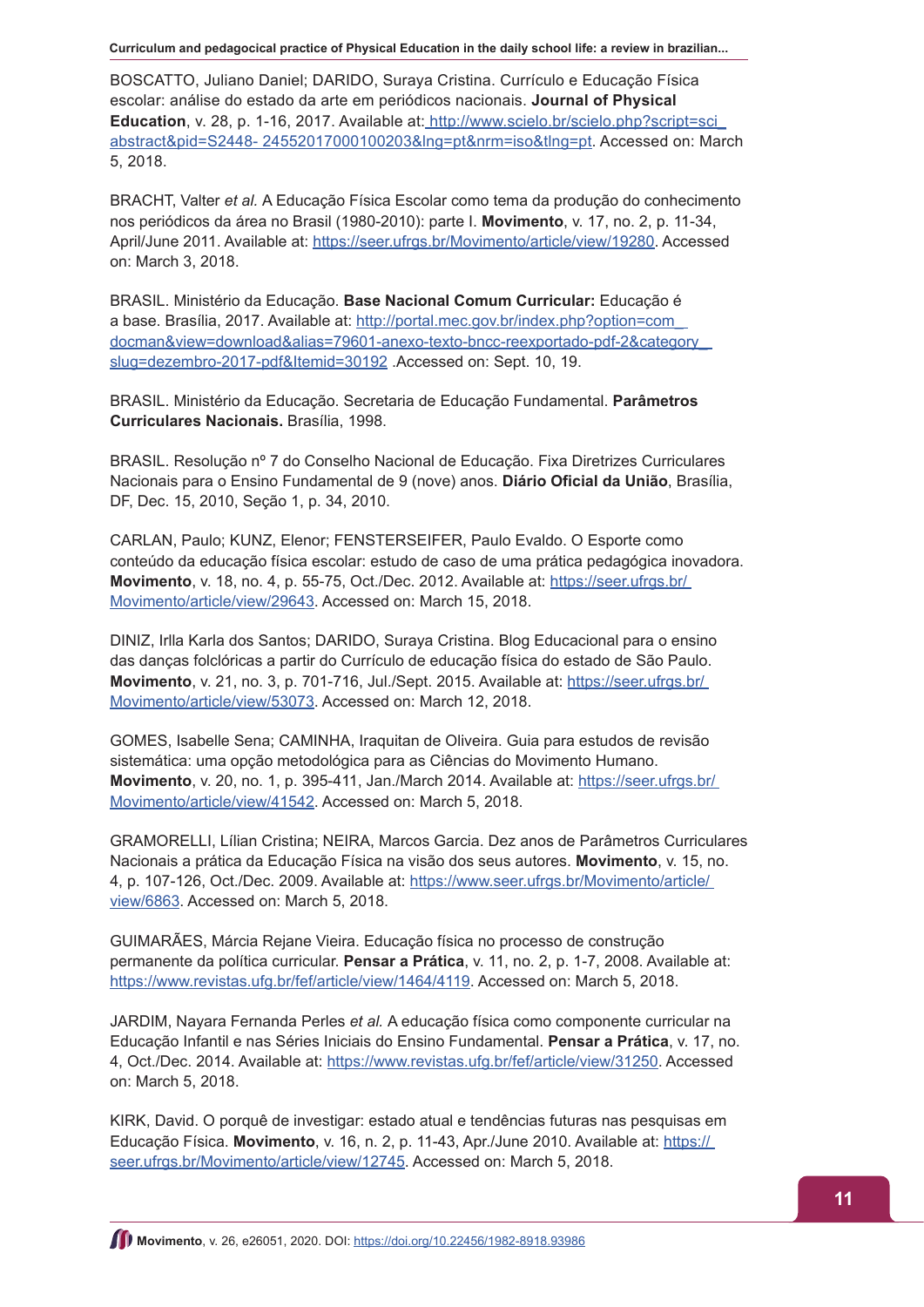BOSCATTO, Juliano Daniel; DARIDO, Suraya Cristina. Currículo e Educação Física escolar: análise do estado da arte em periódicos nacionais. **Journal of Physical Education**, v. 28, p. 1-16, 2017. Available at: http://www.scielo.br/scielo.php?script=sci_abstract&pid=S2448- 24552017000100203&lng=pt&nrm=iso&tlng=pt. Accessed on: March 5, 2018.

BRACHT, Valter *et al.* A Educação Física Escolar como tema da produção do conhecimento nos periódicos da área no Brasil (1980-2010): parte I. **Movimento**, v. 17, no. 2, p. 11-34, April/June 2011. Available at: https://seer.ufrgs.br/Movimento/article/view/19280. Accessed on: March 3, 2018.

BRASIL. Ministério da Educação. **Base Nacional Comum Curricular:** Educação é a base. Brasília, 2017. Available at: http://portal.mec.gov.br/index.php?option=com_docman&view=download&alias=79601-anexo-texto-bncc-reexportado-pdf-2&category_slug=dezembro-2017-pdf&Itemid=30192 .Accessed on: Sept. 10, 19.

BRASIL. Ministério da Educação. Secretaria de Educação Fundamental. **Parâmetros Curriculares Nacionais.** Brasília, 1998.

BRASIL. Resolução nº 7 do Conselho Nacional de Educação. Fixa Diretrizes Curriculares Nacionais para o Ensino Fundamental de 9 (nove) anos. **Diário Oficial da União**, Brasília, DF, Dec. 15, 2010, Seção 1, p. 34, 2010.

CARLAN, Paulo; KUNZ, Elenor; FENSTERSEIFER, Paulo Evaldo. O Esporte como conteúdo da educação física escolar: estudo de caso de uma prática pedagógica inovadora. **Movimento**, v. 18, no. 4, p. 55-75, Oct./Dec. 2012. Available at: https://seer.ufrgs.br/Movimento/article/view/29643. Accessed on: March 15, 2018.

DINIZ, Irlla Karla dos Santos; DARIDO, Suraya Cristina. Blog Educacional para o ensino das danças folclóricas a partir do Currículo de educação física do estado de São Paulo. **Movimento**, v. 21, no. 3, p. 701-716, Jul./Sept. 2015. Available at: https://seer.ufrgs.br/Movimento/article/view/53073. Accessed on: March 12, 2018.

GOMES, Isabelle Sena; CAMINHA, Iraquitan de Oliveira. Guia para estudos de revisão sistemática: uma opção metodológica para as Ciências do Movimento Humano. **Movimento**, v. 20, no. 1, p. 395-411, Jan./March 2014. Available at: https://seer.ufrgs.br/Movimento/article/view/41542. Accessed on: March 5, 2018.

GRAMORELLI, Lílian Cristina; NEIRA, Marcos Garcia. Dez anos de Parâmetros Curriculares Nacionais a prática da Educação Física na visão dos seus autores. **Movimento**, v. 15, no. 4, p. 107-126, Oct./Dec. 2009. Available at: https://www.seer.ufrgs.br/Movimento/article/view/6863. Accessed on: March 5, 2018.

GUIMARÃES, Márcia Rejane Vieira. Educação física no processo de construção permanente da política curricular. **Pensar a Prática**, v. 11, no. 2, p. 1-7, 2008. Available at: https://www.revistas.ufg.br/fef/article/view/1464/4119. Accessed on: March 5, 2018.

JARDIM, Nayara Fernanda Perles *et al.* A educação física como componente curricular na Educação Infantil e nas Séries Iniciais do Ensino Fundamental. **Pensar a Prática**, v. 17, no. 4, Oct./Dec. 2014. Available at: https://www.revistas.ufg.br/fef/article/view/31250. Accessed on: March 5, 2018.

KIRK, David. O porquê de investigar: estado atual e tendências futuras nas pesquisas em Educação Física. **Movimento**, v. 16, n. 2, p. 11-43, Apr./June 2010. Available at: https://seer.ufrgs.br/Movimento/article/view/12745. Accessed on: March 5, 2018.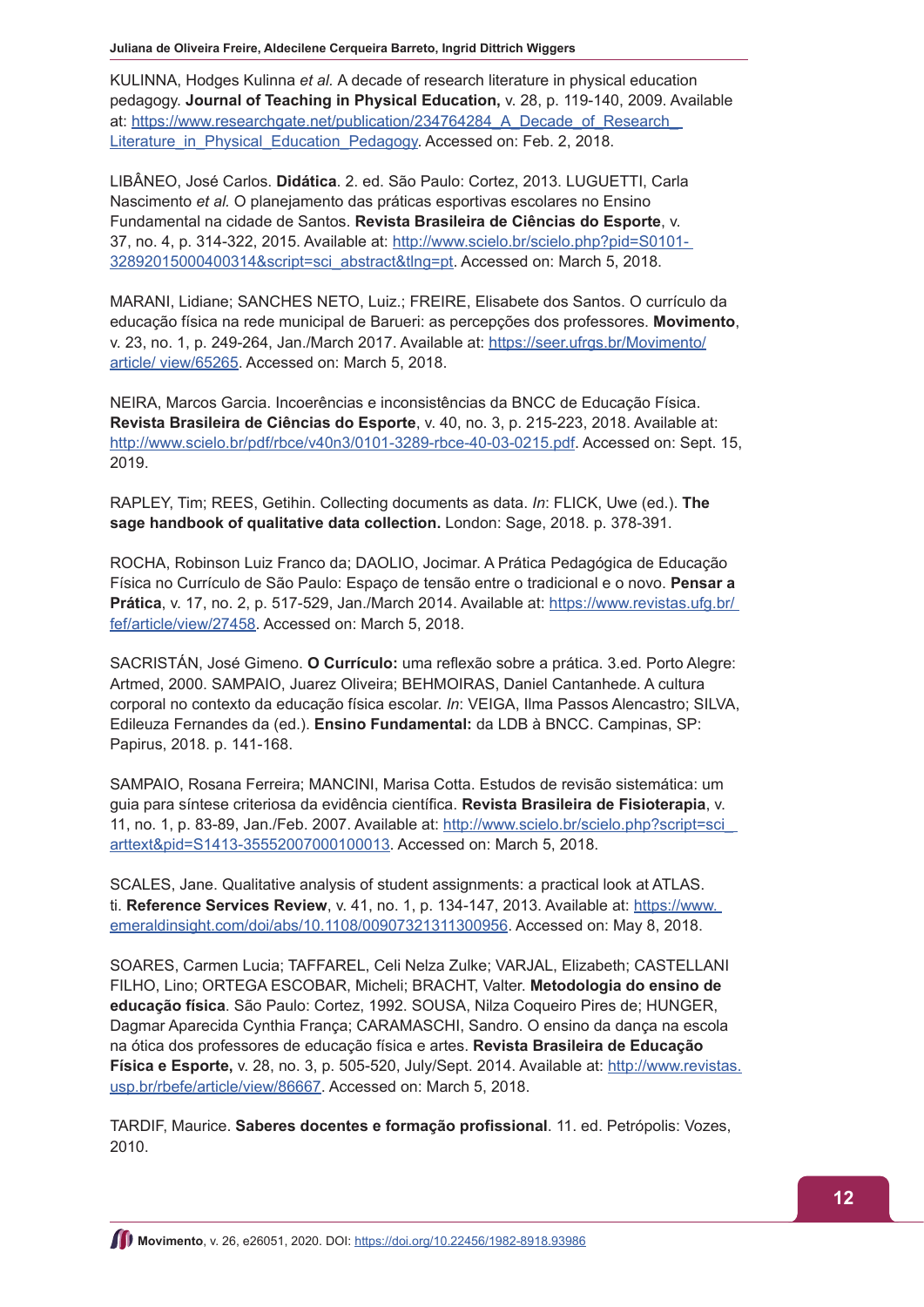KULINNA, Hodges Kulinna *et al.* A decade of research literature in physical education pedagogy. **Journal of Teaching in Physical Education,** v. 28, p. 119-140, 2009. Available at: https://www.researchgate.net/publication/234764284_A_Decade_of_Research_Literature_in_Physical_Education_Pedagogy. Accessed on: Feb. 2, 2018.

LIBÂNEO, José Carlos. **Didática**. 2. ed. São Paulo: Cortez, 2013. LUGUETTI, Carla Nascimento *et al.* O planejamento das práticas esportivas escolares no Ensino Fundamental na cidade de Santos. **Revista Brasileira de Ciências do Esporte**, v. 37, no. 4, p. 314-322, 2015. Available at: http://www.scielo.br/scielo.php?pid=S0101-32892015000400314&script=sci_abstract&tlng=pt. Accessed on: March 5, 2018.

MARANI, Lidiane; SANCHES NETO, Luiz.; FREIRE, Elisabete dos Santos. O currículo da educação física na rede municipal de Barueri: as percepções dos professores. **Movimento**, v. 23, no. 1, p. 249-264, Jan./March 2017. Available at: https://seer.ufrgs.br/Movimento/article/ view/65265. Accessed on: March 5, 2018.

NEIRA, Marcos Garcia. Incoerências e inconsistências da BNCC de Educação Física. **Revista Brasileira de Ciências do Esporte**, v. 40, no. 3, p. 215-223, 2018. Available at: http://www.scielo.br/pdf/rbce/v40n3/0101-3289-rbce-40-03-0215.pdf. Accessed on: Sept. 15, 2019.

RAPLEY, Tim; REES, Getihin. Collecting documents as data. *In*: FLICK, Uwe (ed.). **The sage handbook of qualitative data collection.** London: Sage, 2018. p. 378-391.

ROCHA, Robinson Luiz Franco da; DAOLIO, Jocimar. A Prática Pedagógica de Educação Física no Currículo de São Paulo: Espaço de tensão entre o tradicional e o novo. **Pensar a Prática**, v. 17, no. 2, p. 517-529, Jan./March 2014. Available at: https://www.revistas.ufg.br/fef/article/view/27458. Accessed on: March 5, 2018.

SACRISTÁN, José Gimeno. **O Currículo:** uma reflexão sobre a prática. 3.ed. Porto Alegre: Artmed, 2000. SAMPAIO, Juarez Oliveira; BEHMOIRAS, Daniel Cantanhede. A cultura corporal no contexto da educação física escolar. *In*: VEIGA, Ilma Passos Alencastro; SILVA, Edileuza Fernandes da (ed.). **Ensino Fundamental:** da LDB à BNCC. Campinas, SP: Papirus, 2018. p. 141-168.

SAMPAIO, Rosana Ferreira; MANCINI, Marisa Cotta. Estudos de revisão sistemática: um guia para síntese criteriosa da evidência científica. **Revista Brasileira de Fisioterapia**, v. 11, no. 1, p. 83-89, Jan./Feb. 2007. Available at: http://www.scielo.br/scielo.php?script=sci_arttext&pid=S1413-35552007000100013. Accessed on: March 5, 2018.

SCALES, Jane. Qualitative analysis of student assignments: a practical look at ATLAS. ti. **Reference Services Review**, v. 41, no. 1, p. 134-147, 2013. Available at: https://www.emeraldinsight.com/doi/abs/10.1108/00907321311300956. Accessed on: May 8, 2018.

SOARES, Carmen Lucia; TAFFAREL, Celi Nelza Zulke; VARJAL, Elizabeth; CASTELLANI FILHO, Lino; ORTEGA ESCOBAR, Micheli; BRACHT, Valter. **Metodologia do ensino de educação física**. São Paulo: Cortez, 1992. SOUSA, Nilza Coqueiro Pires de; HUNGER, Dagmar Aparecida Cynthia França; CARAMASCHI, Sandro. O ensino da dança na escola na ótica dos professores de educação física e artes. **Revista Brasileira de Educação Física e Esporte,** v. 28, no. 3, p. 505-520, July/Sept. 2014. Available at: http://www.revistas.usp.br/rbefe/article/view/86667. Accessed on: March 5, 2018.

TARDIF, Maurice. **Saberes docentes e formação profissional**. 11. ed. Petrópolis: Vozes, 2010.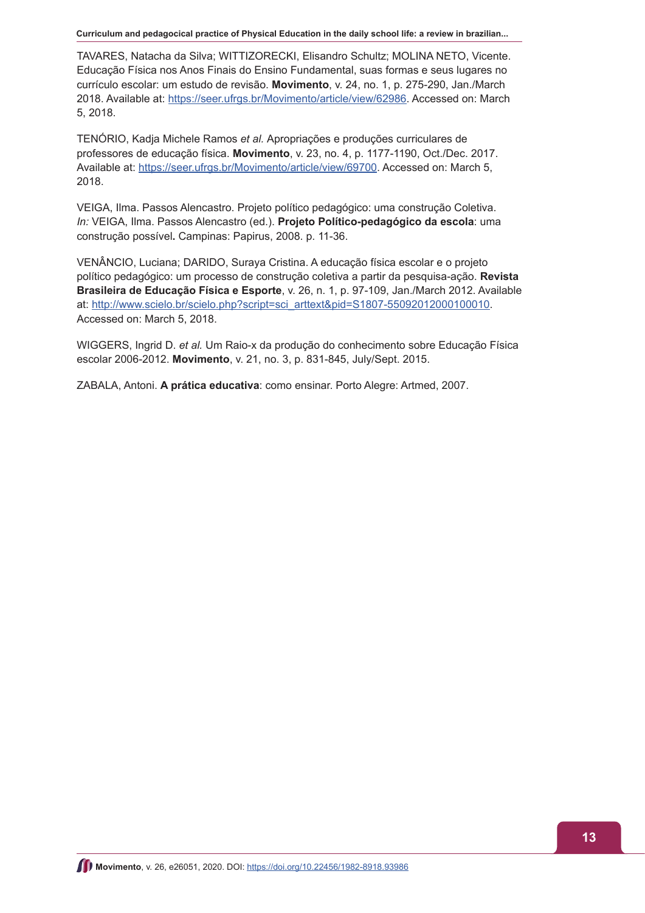TAVARES, Natacha da Silva; WITTIZORECKI, Elisandro Schultz; MOLINA NETO, Vicente. Educação Física nos Anos Finais do Ensino Fundamental, suas formas e seus lugares no currículo escolar: um estudo de revisão. **Movimento**, v. 24, no. 1, p. 275-290, Jan./March 2018. Available at: https://seer.ufrgs.br/Movimento/article/view/62986. Accessed on: March 5, 2018.

TENÓRIO, Kadja Michele Ramos *et al.* Apropriações e produções curriculares de professores de educação física. **Movimento**, v. 23, no. 4, p. 1177-1190, Oct./Dec. 2017. Available at: https://seer.ufrgs.br/Movimento/article/view/69700. Accessed on: March 5, 2018.

VEIGA, Ilma. Passos Alencastro. Projeto político pedagógico: uma construção Coletiva. *In:* VEIGA, Ilma. Passos Alencastro (ed.). **Projeto Político-pedagógico da escola**: uma construção possível**.** Campinas: Papirus, 2008. p. 11-36.

VENÂNCIO, Luciana; DARIDO, Suraya Cristina. A educação física escolar e o projeto político pedagógico: um processo de construção coletiva a partir da pesquisa-ação. **Revista Brasileira de Educação Física e Esporte**, v. 26, n. 1, p. 97-109, Jan./March 2012. Available at: http://www.scielo.br/scielo.php?script=sci_arttext&pid=S1807-55092012000100010. Accessed on: March 5, 2018.

WIGGERS, Ingrid D. *et al.* Um Raio-x da produção do conhecimento sobre Educação Física escolar 2006-2012. **Movimento**, v. 21, no. 3, p. 831-845, July/Sept. 2015.

ZABALA, Antoni. **A prática educativa**: como ensinar. Porto Alegre: Artmed, 2007.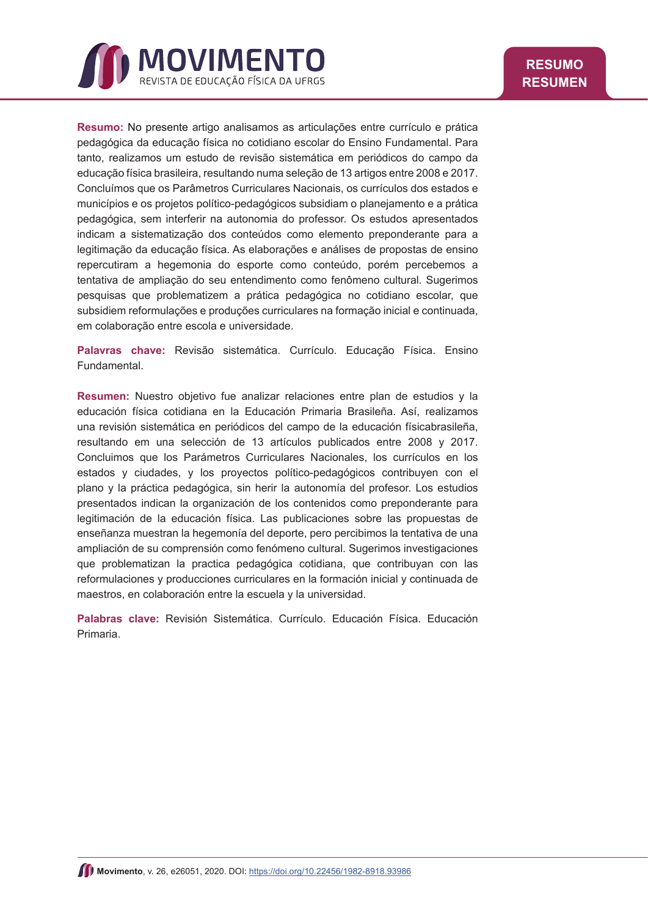**Resumo:** No presente artigo analisamos as articulações entre currículo e prática pedagógica da educação física no cotidiano escolar do Ensino Fundamental. Para tanto, realizamos um estudo de revisão sistemática em periódicos do campo da educação física brasileira, resultando numa seleção de 13 artigos entre 2008 e 2017. Concluímos que os Parâmetros Curriculares Nacionais, os currículos dos estados e municípios e os projetos político-pedagógicos subsidiam o planejamento e a prática pedagógica, sem interferir na autonomia do professor. Os estudos apresentados indicam a sistematização dos conteúdos como elemento preponderante para a legitimação da educação física. As elaborações e análises de propostas de ensino repercutiram a hegemonia do esporte como conteúdo, porém percebemos a tentativa de ampliação do seu entendimento como fenômeno cultural. Sugerimos pesquisas que problematizem a prática pedagógica no cotidiano escolar, que subsidiem reformulações e produções curriculares na formação inicial e continuada, em colaboração entre escola e universidade.

**Palavras chave:** Revisão sistemática. Currículo. Educação Física. Ensino Fundamental.

**Resumen:** Nuestro objetivo fue analizar relaciones entre plan de estudios y la educación física cotidiana en la Educación Primaria Brasileña. Así, realizamos una revisión sistemática en periódicos del campo de la educación físicabrasileña, resultando em una selección de 13 artículos publicados entre 2008 y 2017. Concluimos que los Parámetros Curriculares Nacionales, los currículos en los estados y ciudades, y los proyectos político-pedagógicos contribuyen con el plano y la práctica pedagógica, sin herir la autonomía del profesor. Los estudios presentados indican la organización de los contenidos como preponderante para legitimación de la educación física. Las publicaciones sobre las propuestas de enseñanza muestran la hegemonía del deporte, pero percibimos la tentativa de una ampliación de su comprensión como fenómeno cultural. Sugerimos investigaciones que problematizan la practica pedagógica cotidiana, que contribuyan con las reformulaciones y producciones curriculares en la formación inicial y continuada de maestros, en colaboración entre la escuela y la universidad.

**Palabras clave:** Revisión Sistemática. Currículo. Educación Física. Educación Primaria.